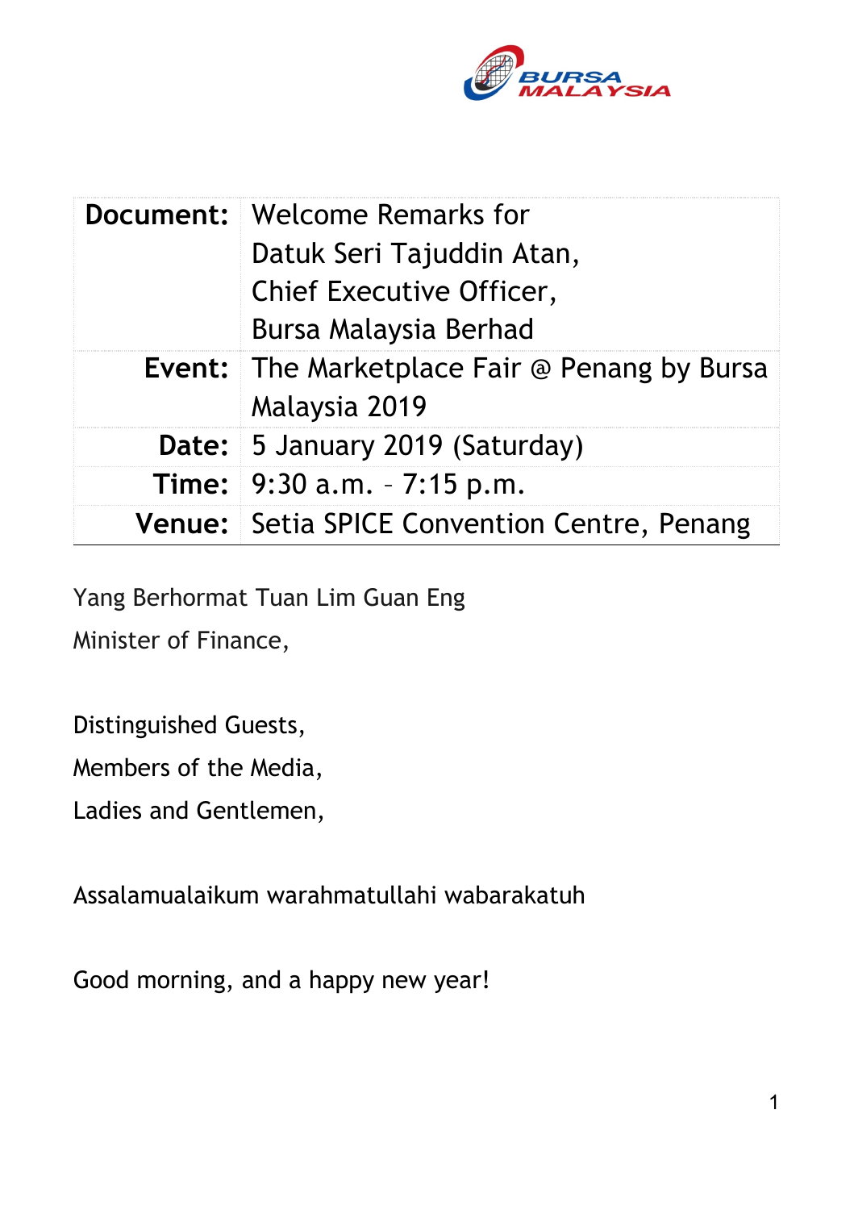| | |
|---|---|
| **Document:** | Welcome Remarks for Datuk Seri Tajuddin Atan, Chief Executive Officer, Bursa Malaysia Berhad |
| **Event:** | The Marketplace Fair @ Penang by Bursa Malaysia 2019 |
| **Date:** | 5 January 2019 (Saturday) |
| **Time:** | 9:30 a.m. – 7:15 p.m. |
| **Venue:** | Setia SPICE Convention Centre, Penang |

Yang Berhormat Tuan Lim Guan Eng
Minister of Finance,

Distinguished Guests,
Members of the Media,
Ladies and Gentlemen,

Assalamualaikum warahmatullahi wabarakatuh

Good morning, and a happy new year!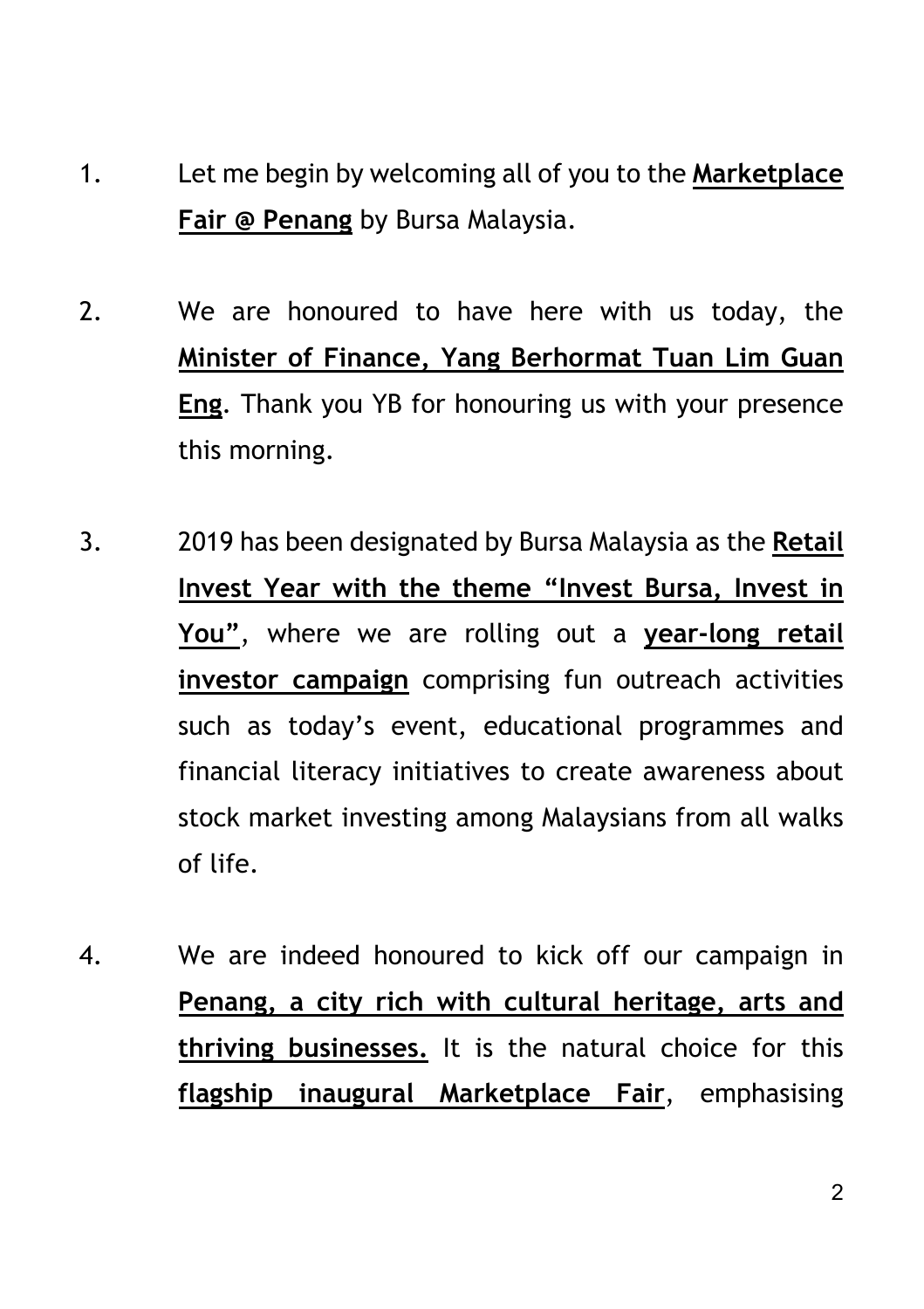1. Let me begin by welcoming all of you to the **Marketplace Fair @ Penang** by Bursa Malaysia.

2. We are honoured to have here with us today, the **Minister of Finance, Yang Berhormat Tuan Lim Guan Eng**. Thank you YB for honouring us with your presence this morning.

3. 2019 has been designated by Bursa Malaysia as the **Retail Invest Year with the theme "Invest Bursa, Invest in You"**, where we are rolling out a **year-long retail investor campaign** comprising fun outreach activities such as today's event, educational programmes and financial literacy initiatives to create awareness about stock market investing among Malaysians from all walks of life.

4. We are indeed honoured to kick off our campaign in **Penang, a city rich with cultural heritage, arts and thriving businesses.** It is the natural choice for this **flagship inaugural Marketplace Fair**, emphasising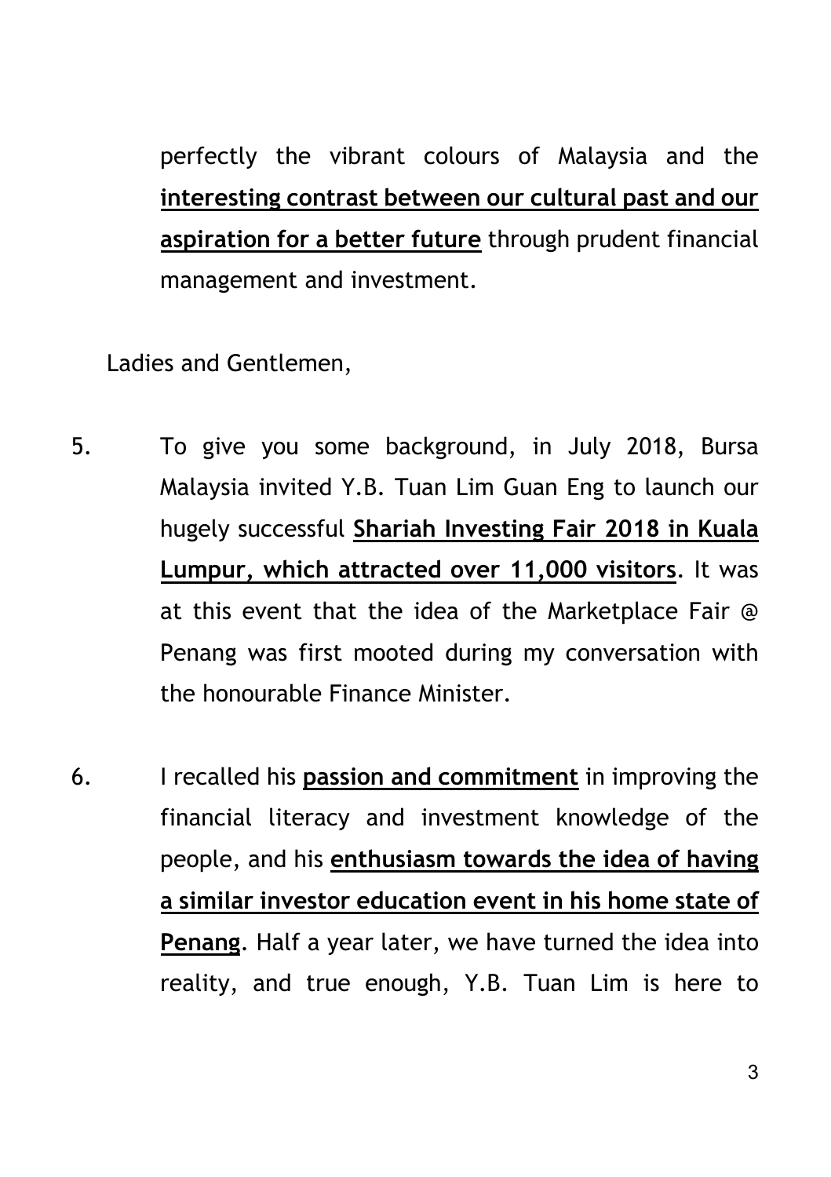perfectly the vibrant colours of Malaysia and the **interesting contrast between our cultural past and our aspiration for a better future** through prudent financial management and investment.

Ladies and Gentlemen,

5. To give you some background, in July 2018, Bursa Malaysia invited Y.B. Tuan Lim Guan Eng to launch our hugely successful **Shariah Investing Fair 2018 in Kuala Lumpur, which attracted over 11,000 visitors**. It was at this event that the idea of the Marketplace Fair @ Penang was first mooted during my conversation with the honourable Finance Minister.

6. I recalled his **passion and commitment** in improving the financial literacy and investment knowledge of the people, and his **enthusiasm towards the idea of having a similar investor education event in his home state of Penang**. Half a year later, we have turned the idea into reality, and true enough, Y.B. Tuan Lim is here to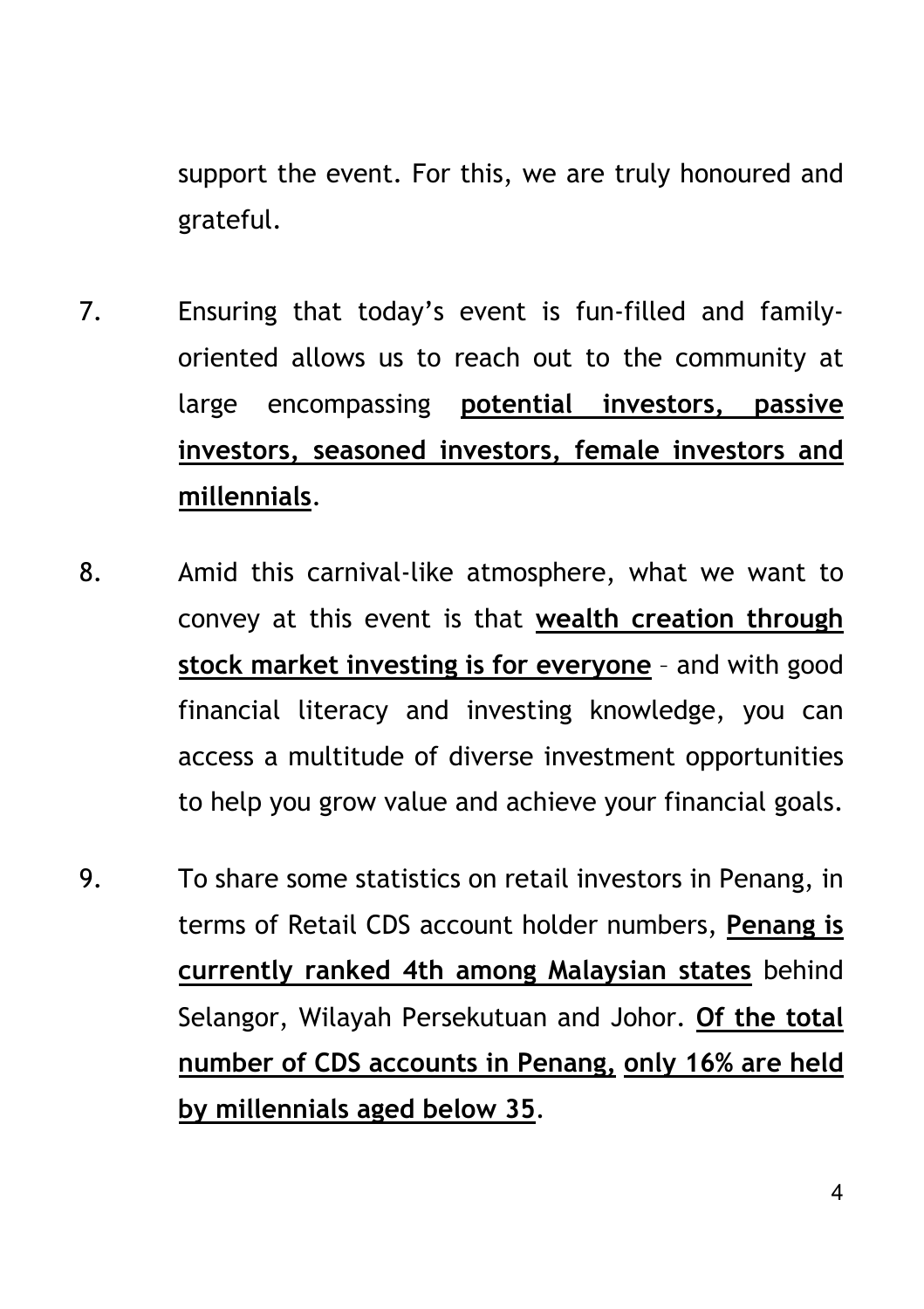support the event. For this, we are truly honoured and grateful.

7. Ensuring that today's event is fun-filled and family-oriented allows us to reach out to the community at large encompassing **<u>potential investors, passive investors, seasoned investors, female investors and millennials</u>**.

8. Amid this carnival-like atmosphere, what we want to convey at this event is that **<u>wealth creation through stock market investing is for everyone</u>** – and with good financial literacy and investing knowledge, you can access a multitude of diverse investment opportunities to help you grow value and achieve your financial goals.

9. To share some statistics on retail investors in Penang, in terms of Retail CDS account holder numbers, **<u>Penang is currently ranked 4th among Malaysian states</u>** behind Selangor, Wilayah Persekutuan and Johor. **<u>Of the total number of CDS accounts in Penang,</u> <u>only 16% are held by millennials aged below 35</u>**.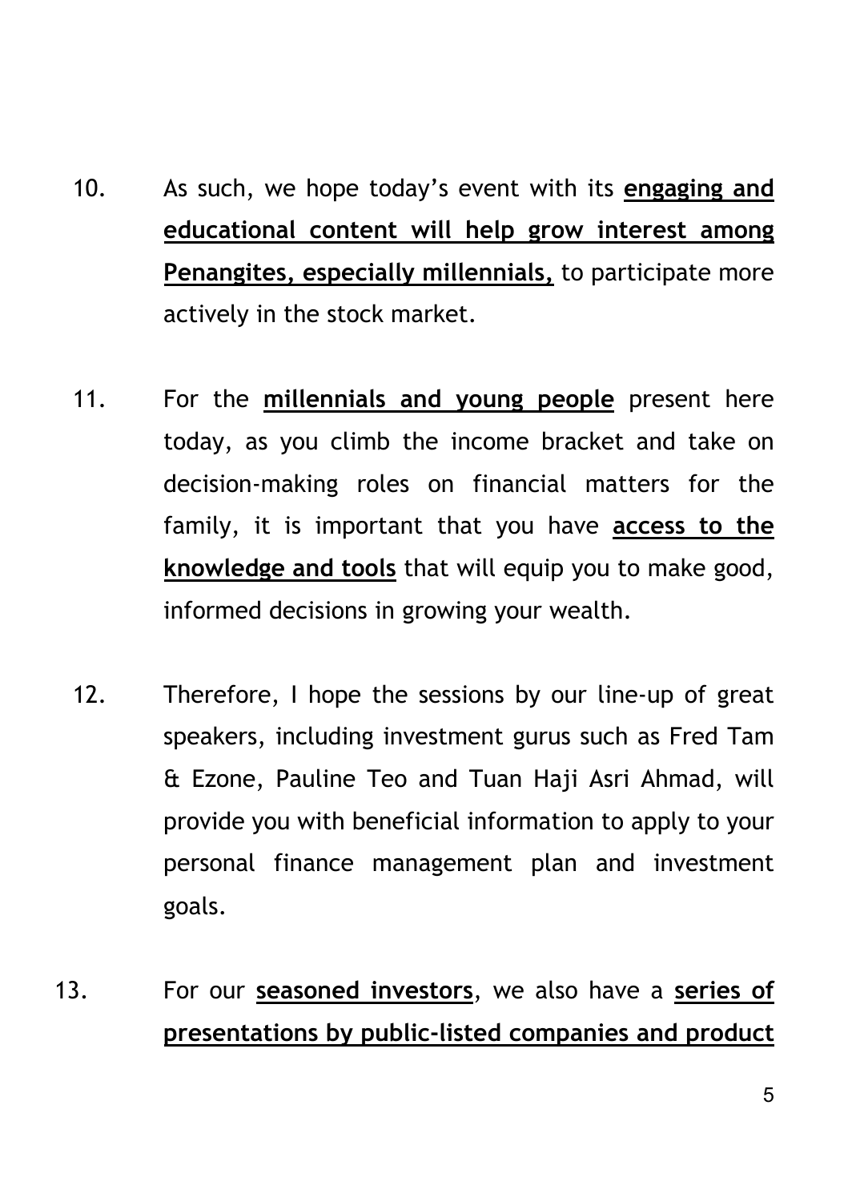10. As such, we hope today's event with its **<u>engaging and educational content will help grow interest among Penangites, especially millennials,</u>** to participate more actively in the stock market.

11. For the **<u>millennials and young people</u>** present here today, as you climb the income bracket and take on decision-making roles on financial matters for the family, it is important that you have **<u>access to the knowledge and tools</u>** that will equip you to make good, informed decisions in growing your wealth.

12. Therefore, I hope the sessions by our line-up of great speakers, including investment gurus such as Fred Tam & Ezone, Pauline Teo and Tuan Haji Asri Ahmad, will provide you with beneficial information to apply to your personal finance management plan and investment goals.

13. For our **<u>seasoned investors</u>**, we also have a **<u>series of presentations by public-listed companies and product</u>**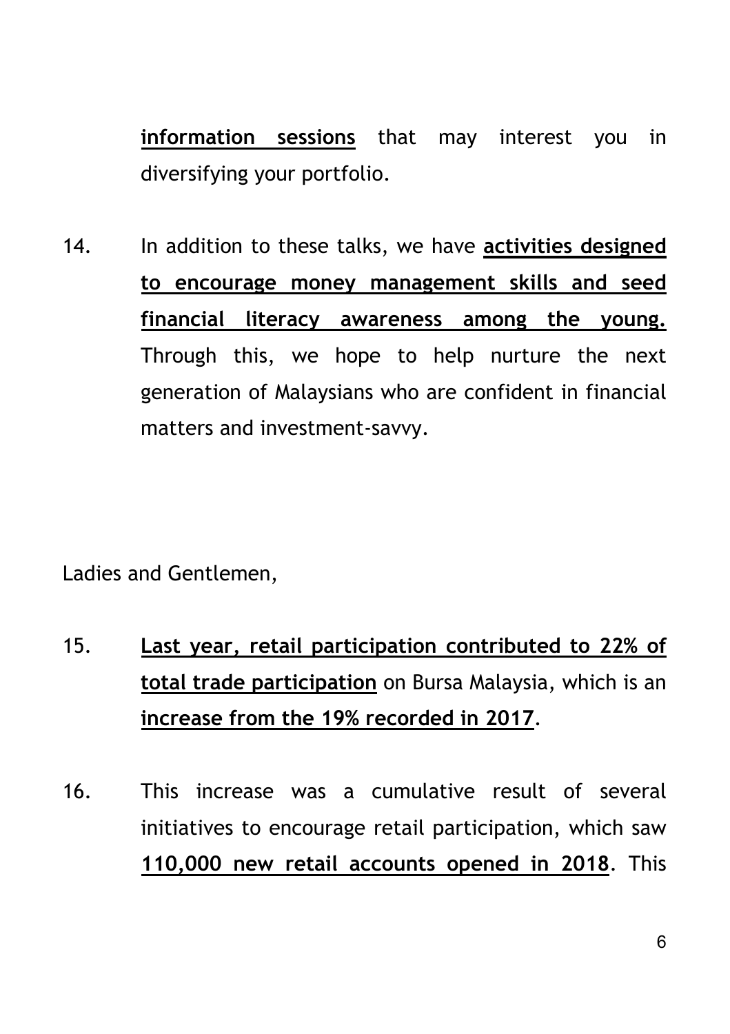**information sessions** that may interest you in diversifying your portfolio.

14. In addition to these talks, we have **activities designed to encourage money management skills and seed financial literacy awareness among the young.** Through this, we hope to help nurture the next generation of Malaysians who are confident in financial matters and investment-savvy.

Ladies and Gentlemen,

15. **Last year, retail participation contributed to 22% of total trade participation** on Bursa Malaysia, which is an **increase from the 19% recorded in 2017**.

16. This increase was a cumulative result of several initiatives to encourage retail participation, which saw **110,000 new retail accounts opened in 2018**. This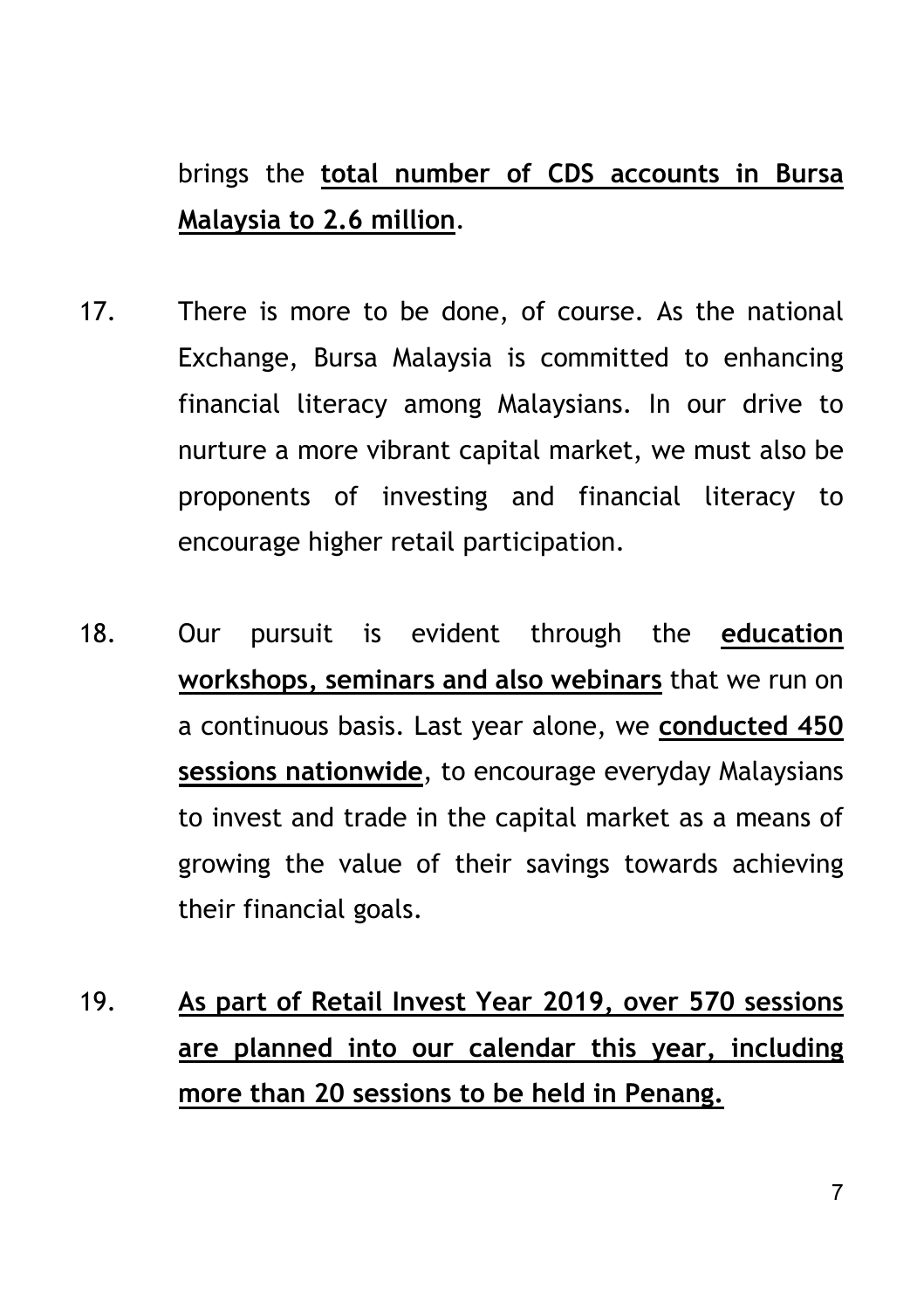brings the **total number of CDS accounts in Bursa Malaysia to 2.6 million**.

17. There is more to be done, of course. As the national Exchange, Bursa Malaysia is committed to enhancing financial literacy among Malaysians. In our drive to nurture a more vibrant capital market, we must also be proponents of investing and financial literacy to encourage higher retail participation.

18. Our pursuit is evident through the **education workshops, seminars and also webinars** that we run on a continuous basis. Last year alone, we **conducted 450 sessions nationwide**, to encourage everyday Malaysians to invest and trade in the capital market as a means of growing the value of their savings towards achieving their financial goals.

19. **As part of Retail Invest Year 2019, over 570 sessions are planned into our calendar this year, including more than 20 sessions to be held in Penang.**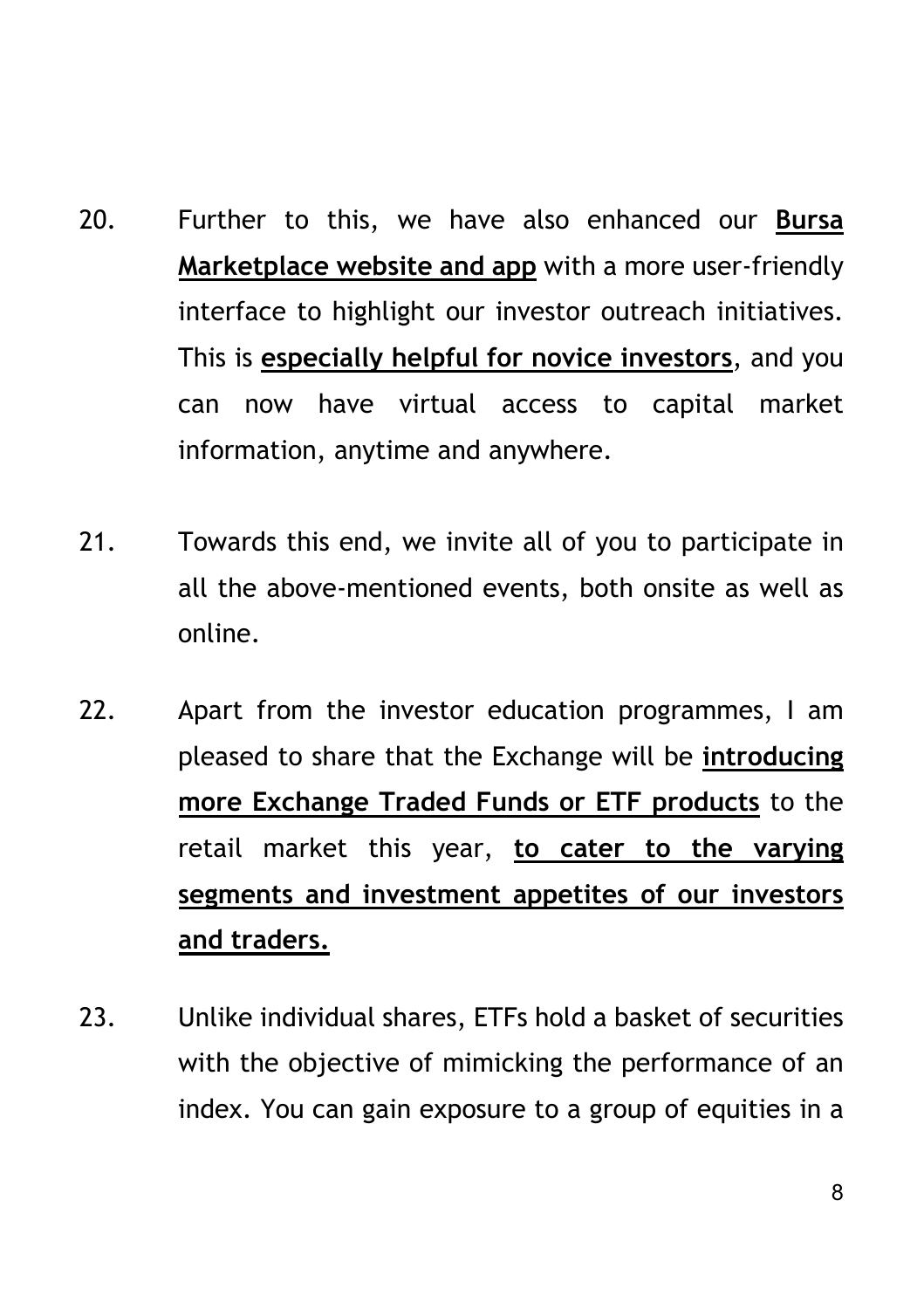20. Further to this, we have also enhanced our **Bursa Marketplace website and app** with a more user-friendly interface to highlight our investor outreach initiatives. This is **especially helpful for novice investors**, and you can now have virtual access to capital market information, anytime and anywhere.

21. Towards this end, we invite all of you to participate in all the above-mentioned events, both onsite as well as online.

22. Apart from the investor education programmes, I am pleased to share that the Exchange will be **introducing more Exchange Traded Funds or ETF products** to the retail market this year, **to cater to the varying segments and investment appetites of our investors and traders.**

23. Unlike individual shares, ETFs hold a basket of securities with the objective of mimicking the performance of an index. You can gain exposure to a group of equities in a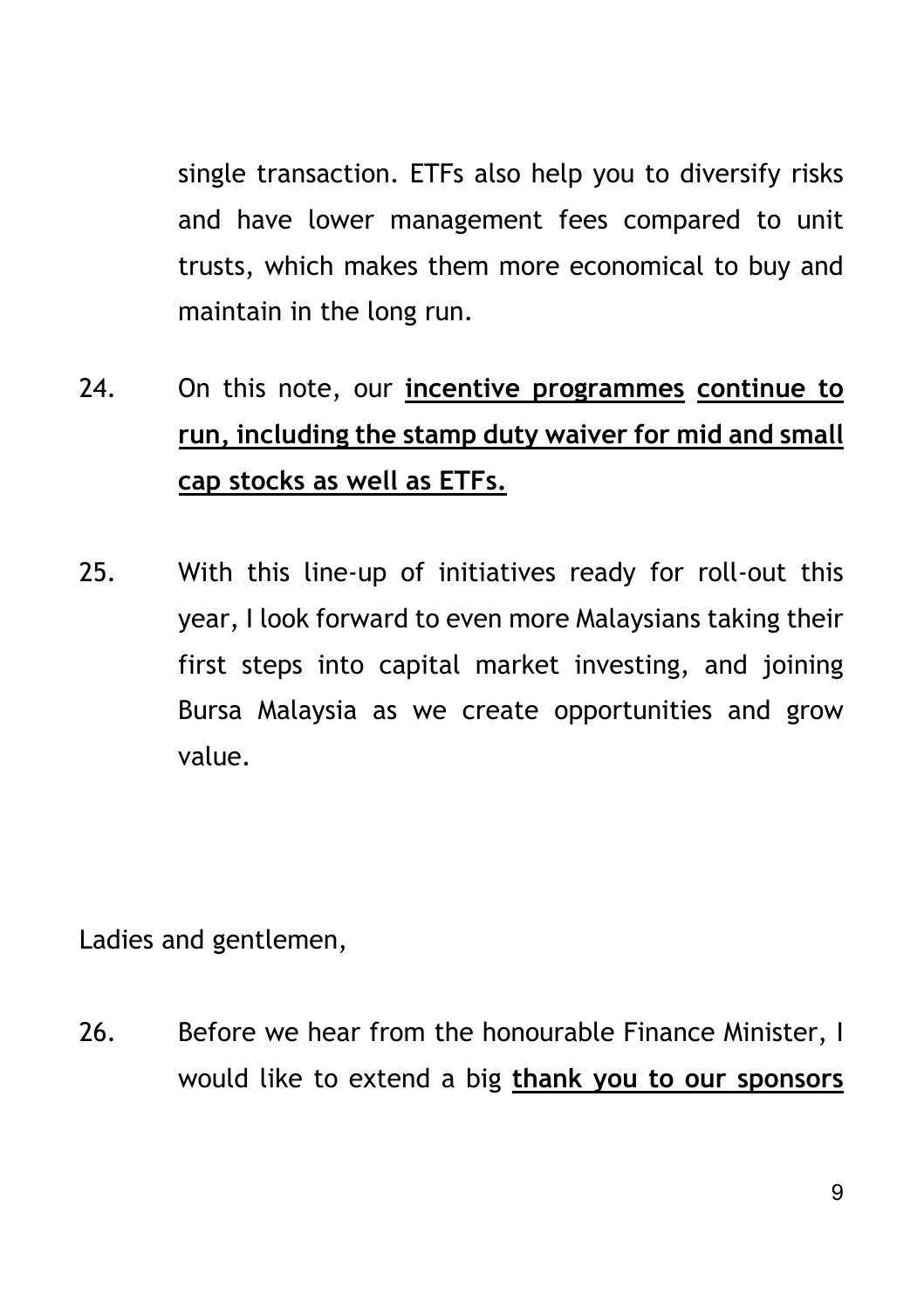single transaction. ETFs also help you to diversify risks and have lower management fees compared to unit trusts, which makes them more economical to buy and maintain in the long run.

24. On this note, our **incentive programmes** **continue to run, including the stamp duty waiver for mid and small cap stocks as well as ETFs.**

25. With this line-up of initiatives ready for roll-out this year, I look forward to even more Malaysians taking their first steps into capital market investing, and joining Bursa Malaysia as we create opportunities and grow value.

Ladies and gentlemen,

26. Before we hear from the honourable Finance Minister, I would like to extend a big **thank you to our sponsors**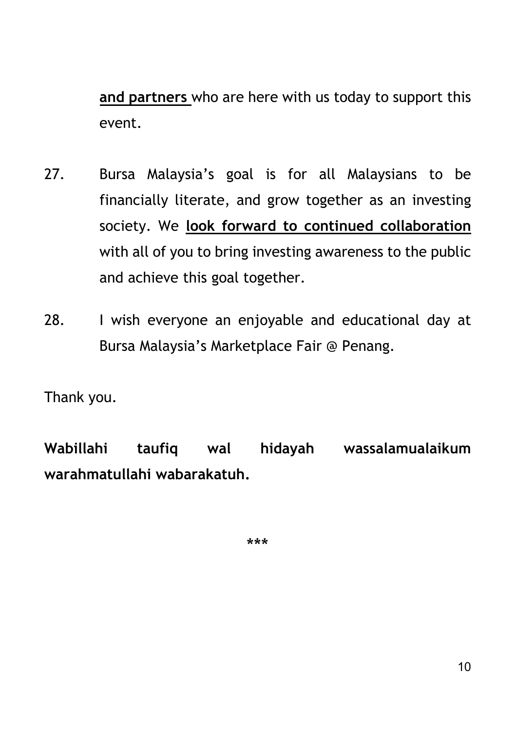**and partners** who are here with us today to support this event.

27. Bursa Malaysia's goal is for all Malaysians to be financially literate, and grow together as an investing society. We **look forward to continued collaboration** with all of you to bring investing awareness to the public and achieve this goal together.

28. I wish everyone an enjoyable and educational day at Bursa Malaysia's Marketplace Fair @ Penang.

Thank you.

**Wabillahi taufiq wal hidayah wassalamualaikum warahmatullahi wabarakatuh.**

***